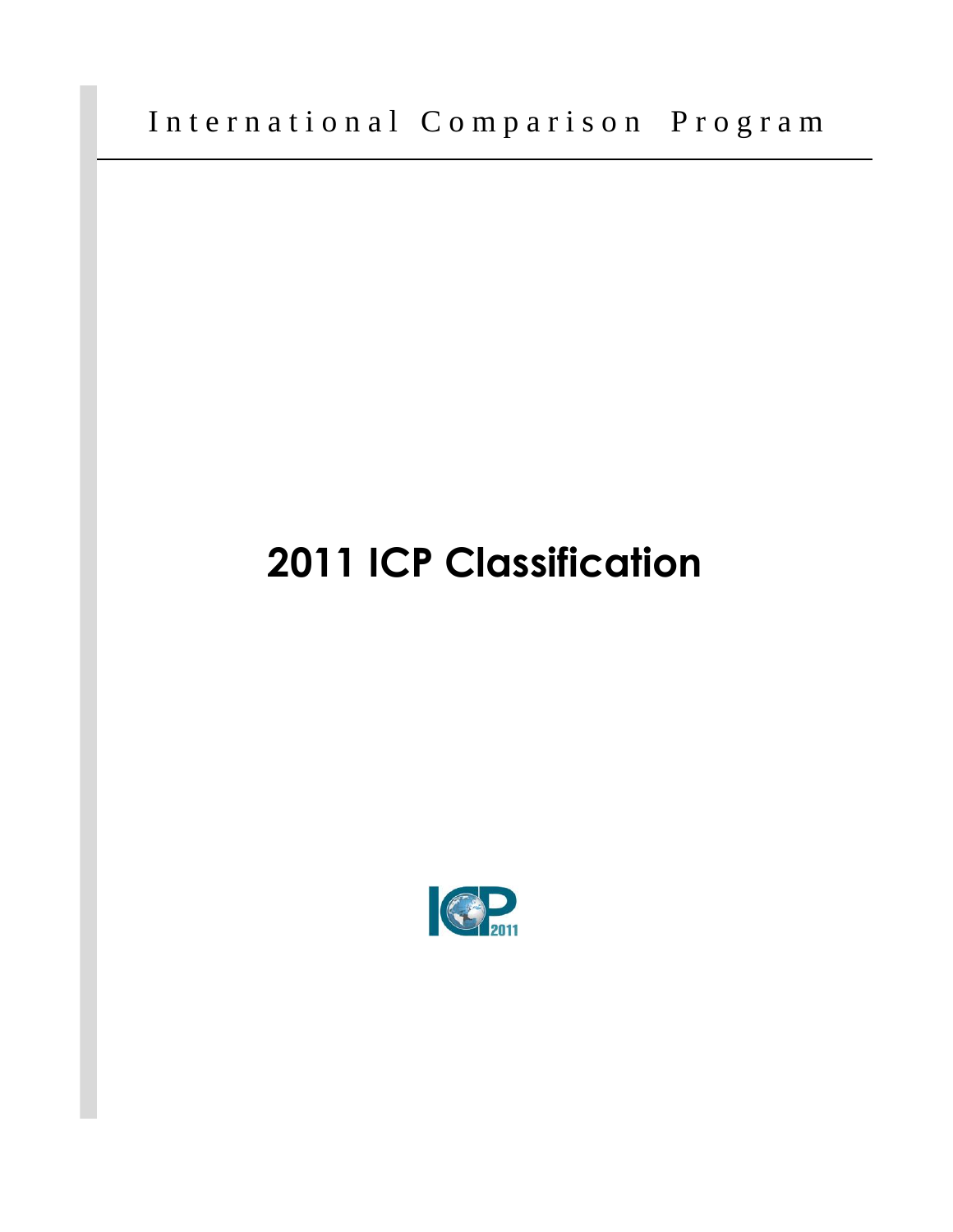International Comparison Program

# 2011 ICP Classification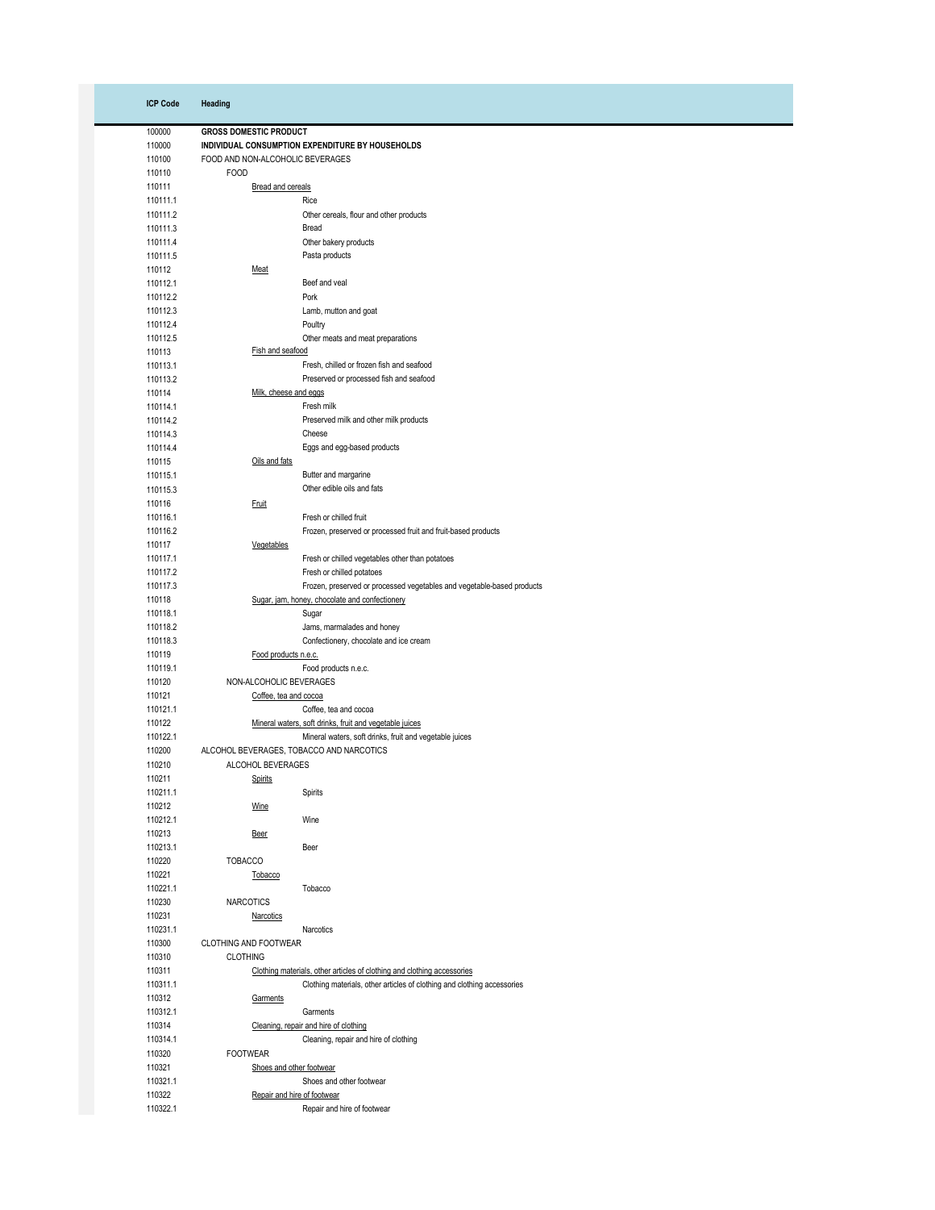| ICP Code | Heading |
|---|---|
| 100000 | **GROSS DOMESTIC PRODUCT** |
| 110000 | **INDIVIDUAL CONSUMPTION EXPENDITURE BY HOUSEHOLDS** |
| 110100 | FOOD AND NON-ALCOHOLIC BEVERAGES |
| 110110 | FOOD |
| 110111 | Bread and cereals |
| 110111.1 | Rice |
| 110111.2 | Other cereals, flour and other products |
| 110111.3 | Bread |
| 110111.4 | Other bakery products |
| 110111.5 | Pasta products |
| 110112 | Meat |
| 110112.1 | Beef and veal |
| 110112.2 | Pork |
| 110112.3 | Lamb, mutton and goat |
| 110112.4 | Poultry |
| 110112.5 | Other meats and meat preparations |
| 110113 | Fish and seafood |
| 110113.1 | Fresh, chilled or frozen fish and seafood |
| 110113.2 | Preserved or processed fish and seafood |
| 110114 | Milk, cheese and eggs |
| 110114.1 | Fresh milk |
| 110114.2 | Preserved milk and other milk products |
| 110114.3 | Cheese |
| 110114.4 | Eggs and egg-based products |
| 110115 | Oils and fats |
| 110115.1 | Butter and margarine |
| 110115.3 | Other edible oils and fats |
| 110116 | Fruit |
| 110116.1 | Fresh or chilled fruit |
| 110116.2 | Frozen, preserved or processed fruit and fruit-based products |
| 110117 | Vegetables |
| 110117.1 | Fresh or chilled vegetables other than potatoes |
| 110117.2 | Fresh or chilled potatoes |
| 110117.3 | Frozen, preserved or processed vegetables and vegetable-based products |
| 110118 | Sugar, jam, honey, chocolate and confectionery |
| 110118.1 | Sugar |
| 110118.2 | Jams, marmalades and honey |
| 110118.3 | Confectionery, chocolate and ice cream |
| 110119 | Food products n.e.c. |
| 110119.1 | Food products n.e.c. |
| 110120 | NON-ALCOHOLIC BEVERAGES |
| 110121 | Coffee, tea and cocoa |
| 110121.1 | Coffee, tea and cocoa |
| 110122 | Mineral waters, soft drinks, fruit and vegetable juices |
| 110122.1 | Mineral waters, soft drinks, fruit and vegetable juices |
| 110200 | ALCOHOL BEVERAGES, TOBACCO AND NARCOTICS |
| 110210 | ALCOHOL BEVERAGES |
| 110211 | Spirits |
| 110211.1 | Spirits |
| 110212 | Wine |
| 110212.1 | Wine |
| 110213 | Beer |
| 110213.1 | Beer |
| 110220 | TOBACCO |
| 110221 | Tobacco |
| 110221.1 | Tobacco |
| 110230 | NARCOTICS |
| 110231 | Narcotics |
| 110231.1 | Narcotics |
| 110300 | CLOTHING AND FOOTWEAR |
| 110310 | CLOTHING |
| 110311 | Clothing materials, other articles of clothing and clothing accessories |
| 110311.1 | Clothing materials, other articles of clothing and clothing accessories |
| 110312 | Garments |
| 110312.1 | Garments |
| 110314 | Cleaning, repair and hire of clothing |
| 110314.1 | Cleaning, repair and hire of clothing |
| 110320 | FOOTWEAR |
| 110321 | Shoes and other footwear |
| 110321.1 | Shoes and other footwear |
| 110322 | Repair and hire of footwear |
| 110322.1 | Repair and hire of footwear |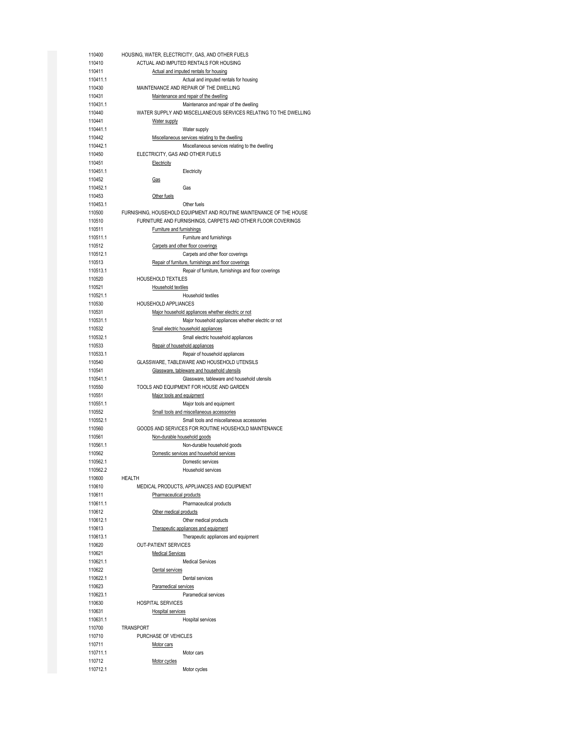| | |
|---|---|
| 110400 | HOUSING, WATER, ELECTRICITY, GAS, AND OTHER FUELS |
| 110410 | ACTUAL AND IMPUTED RENTALS FOR HOUSING |
| 110411 | Actual and imputed rentals for housing |
| 110411.1 | Actual and imputed rentals for housing |
| 110430 | MAINTENANCE AND REPAIR OF THE DWELLING |
| 110431 | Maintenance and repair of the dwelling |
| 110431.1 | Maintenance and repair of the dwelling |
| 110440 | WATER SUPPLY AND MISCELLANEOUS SERVICES RELATING TO THE DWELLING |
| 110441 | Water supply |
| 110441.1 | Water supply |
| 110442 | Miscellaneous services relating to the dwelling |
| 110442.1 | Miscellaneous services relating to the dwelling |
| 110450 | ELECTRICITY, GAS AND OTHER FUELS |
| 110451 | Electricity |
| 110451.1 | Electricity |
| 110452 | Gas |
| 110452.1 | Gas |
| 110453 | Other fuels |
| 110453.1 | Other fuels |
| 110500 | FURNISHING, HOUSEHOLD EQUIPMENT AND ROUTINE MAINTENANCE OF THE HOUSE |
| 110510 | FURNITURE AND FURNISHINGS, CARPETS AND OTHER FLOOR COVERINGS |
| 110511 | Furniture and furnishings |
| 110511.1 | Furniture and furnishings |
| 110512 | Carpets and other floor coverings |
| 110512.1 | Carpets and other floor coverings |
| 110513 | Repair of furniture, furnishings and floor coverings |
| 110513.1 | Repair of furniture, furnishings and floor coverings |
| 110520 | HOUSEHOLD TEXTILES |
| 110521 | Household textiles |
| 110521.1 | Household textiles |
| 110530 | HOUSEHOLD APPLIANCES |
| 110531 | Major household appliances whether electric or not |
| 110531.1 | Major household appliances whether electric or not |
| 110532 | Small electric household appliances |
| 110532.1 | Small electric household appliances |
| 110533 | Repair of household appliances |
| 110533.1 | Repair of household appliances |
| 110540 | GLASSWARE, TABLEWARE AND HOUSEHOLD UTENSILS |
| 110541 | Glassware, tableware and household utensils |
| 110541.1 | Glassware, tableware and household utensils |
| 110550 | TOOLS AND EQUIPMENT FOR HOUSE AND GARDEN |
| 110551 | Major tools and equipment |
| 110551.1 | Major tools and equipment |
| 110552 | Small tools and miscellaneous accessories |
| 110552.1 | Small tools and miscellaneous accessories |
| 110560 | GOODS AND SERVICES FOR ROUTINE HOUSEHOLD MAINTENANCE |
| 110561 | Non-durable household goods |
| 110561.1 | Non-durable household goods |
| 110562 | Domestic services and household services |
| 110562.1 | Domestic services |
| 110562.2 | Household services |
| 110600 | HEALTH |
| 110610 | MEDICAL PRODUCTS, APPLIANCES AND EQUIPMENT |
| 110611 | Pharmaceutical products |
| 110611.1 | Pharmaceutical products |
| 110612 | Other medical products |
| 110612.1 | Other medical products |
| 110613 | Therapeutic appliances and equipment |
| 110613.1 | Therapeutic appliances and equipment |
| 110620 | OUT-PATIENT SERVICES |
| 110621 | Medical Services |
| 110621.1 | Medical Services |
| 110622 | Dental services |
| 110622.1 | Dental services |
| 110623 | Paramedical services |
| 110623.1 | Paramedical services |
| 110630 | HOSPITAL SERVICES |
| 110631 | Hospital services |
| 110631.1 | Hospital services |
| 110700 | TRANSPORT |
| 110710 | PURCHASE OF VEHICLES |
| 110711 | Motor cars |
| 110711.1 | Motor cars |
| 110712 | Motor cycles |
| 110712.1 | Motor cycles |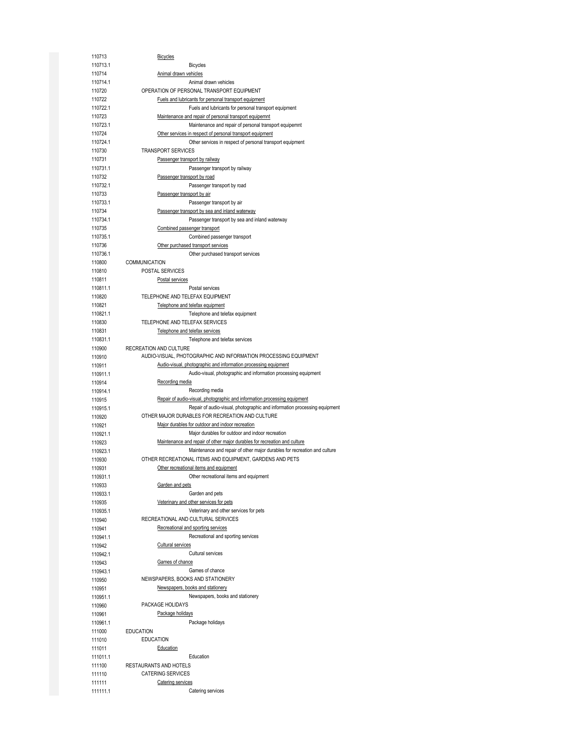| Code | Description |
|---|---|
| 110713 | Bicycles |
| 110713.1 | Bicycles |
| 110714 | Animal drawn vehicles |
| 110714.1 | Animal drawn vehicles |
| 110720 | OPERATION OF PERSONAL TRANSPORT EQUIPMENT |
| 110722 | Fuels and lubricants for personal transport equipment |
| 110722.1 | Fuels and lubricants for personal transport equipment |
| 110723 | Maintenance and repair of personal transport equipemnt |
| 110723.1 | Maintenance and repair of personal transport equipemnt |
| 110724 | Other services in respect of personal transport equipment |
| 110724.1 | Other services in respect of personal transport equipment |
| 110730 | TRANSPORT SERVICES |
| 110731 | Passenger transport by railway |
| 110731.1 | Passenger transport by railway |
| 110732 | Passenger transport by road |
| 110732.1 | Passenger transport by road |
| 110733 | Passenger transport by air |
| 110733.1 | Passenger transport by air |
| 110734 | Passenger transport by sea and inland waterway |
| 110734.1 | Passenger transport by sea and inland waterway |
| 110735 | Combined passenger transport |
| 110735.1 | Combined passenger transport |
| 110736 | Other purchased transport services |
| 110736.1 | Other purchased transport services |
| 110800 | COMMUNICATION |
| 110810 | POSTAL SERVICES |
| 110811 | Postal services |
| 110811.1 | Postal services |
| 110820 | TELEPHONE AND TELEFAX EQUIPMENT |
| 110821 | Telephone and telefax equipment |
| 110821.1 | Telephone and telefax equipment |
| 110830 | TELEPHONE AND TELEFAX SERVICES |
| 110831 | Telephone and telefax services |
| 110831.1 | Telephone and telefax services |
| 110900 | RECREATION AND CULTURE |
| 110910 | AUDIO-VISUAL, PHOTOGRAPHIC AND INFORMATION PROCESSING EQUIPMENT |
| 110911 | Audio-visual, photographic and information processing equipment |
| 110911.1 | Audio-visual, photographic and information processing equipment |
| 110914 | Recording media |
| 110914.1 | Recording media |
| 110915 | Repair of audio-visual, photographic and information processing equipment |
| 110915.1 | Repair of audio-visual, photographic and information processing equipment |
| 110920 | OTHER MAJOR DURABLES FOR RECREATION AND CULTURE |
| 110921 | Major durables for outdoor and indoor recreation |
| 110921.1 | Major durables for outdoor and indoor recreation |
| 110923 | Maintenance and repair of other major durables for recreation and culture |
| 110923.1 | Maintenance and repair of other major durables for recreation and culture |
| 110930 | OTHER RECREATIONAL ITEMS AND EQUIPMENT, GARDENS AND PETS |
| 110931 | Other recreational items and equipment |
| 110931.1 | Other recreational items and equipment |
| 110933 | Garden and pets |
| 110933.1 | Garden and pets |
| 110935 | Veterinary and other services for pets |
| 110935.1 | Veterinary and other services for pets |
| 110940 | RECREATIONAL AND CULTURAL SERVICES |
| 110941 | Recreational and sporting services |
| 110941.1 | Recreational and sporting services |
| 110942 | Cultural services |
| 110942.1 | Cultural services |
| 110943 | Games of chance |
| 110943.1 | Games of chance |
| 110950 | NEWSPAPERS, BOOKS AND STATIONERY |
| 110951 | Newspapers, books and stationery |
| 110951.1 | Newspapers, books and stationery |
| 110960 | PACKAGE HOLIDAYS |
| 110961 | Package holidays |
| 110961.1 | Package holidays |
| 111000 | EDUCATION |
| 111010 | EDUCATION |
| 111011 | Education |
| 111011.1 | Education |
| 111100 | RESTAURANTS AND HOTELS |
| 111110 | CATERING SERVICES |
| 111111 | Catering services |
| 111111.1 | Catering services |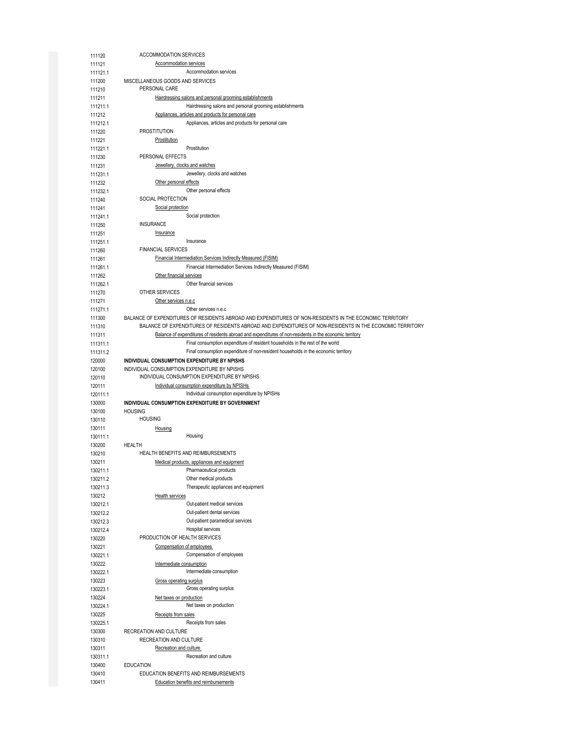| Code | Description |
|---|---|
| 111120 | ACCOMMODATION SERVICES |
| 111121 | Accommodation services |
| 111121.1 | Accommodation services |
| 111200 | MISCELLANEOUS GOODS AND SERVICES |
| 111210 | PERSONAL CARE |
| 111211 | Hairdressing salons and personal grooming establishments |
| 111211.1 | Hairdressing salons and personal grooming establishments |
| 111212 | Appliances, articles and products for personal care |
| 111212.1 | Appliances, articles and products for personal care |
| 111220 | PROSTITUTION |
| 111221 | Prostitution |
| 111221.1 | Prostitution |
| 111230 | PERSONAL EFFECTS |
| 111231 | Jewellery, clocks and watches |
| 111231.1 | Jewellery, clocks and watches |
| 111232 | Other personal effects |
| 111232.1 | Other personal effects |
| 111240 | SOCIAL PROTECTION |
| 111241 | Social protection |
| 111241.1 | Social protection |
| 111250 | INSURANCE |
| 111251 | Insurance |
| 111251.1 | Insurance |
| 111260 | FINANCIAL SERVICES |
| 111261 | Financial Intermediation Services Indirectly Measured (FISIM) |
| 111261.1 | Financial Intermediation Services Indirectly Measured (FISIM) |
| 111262 | Other financial services |
| 111262.1 | Other financial services |
| 111270 | OTHER SERVICES |
| 111271 | Other services n.e.c |
| 111271.1 | Other services n.e.c |
| 111300 | BALANCE OF EXPENDITURES OF RESIDENTS ABROAD AND EXPENDITURES OF NON-RESIDENTS IN THE ECONOMIC TERRITORY |
| 111310 | BALANCE OF EXPENDITURES OF RESIDENTS ABROAD AND EXPENDITURES OF NON-RESIDENTS IN THE ECONOMIC TERRITORY |
| 111311 | Balance of expenditures of residents abroad and expenditures of non-residents in the economic territory |
| 111311.1 | Final consumption expenditure of resident households in the rest of the world |
| 111311.2 | Final consumption expenditure of non-resident households in the economic territory |
| **120000** | **INDIVIDUAL CONSUMPTION EXPENDITURE BY NPISHS** |
| 120100 | INDIVIDUAL CONSUMPTION EXPENDITURE BY NPISHS |
| 120110 | INDIVIDUAL CONSUMPTION EXPENDITURE BY NPISHS |
| 120111 | Individual consumption expenditure by NPISHs |
| 120111.1 | Individual consumption expenditure by NPISHs |
| **130000** | **INDIVIDUAL CONSUMPTION EXPENDITURE BY GOVERNMENT** |
| 130100 | HOUSING |
| 130110 | HOUSING |
| 130111 | Housing |
| 130111.1 | Housing |
| 130200 | HEALTH |
| 130210 | HEALTH BENEFITS AND REIMBURSEMENTS |
| 130211 | Medical products, appliances and equipment |
| 130211.1 | Pharmaceutical products |
| 130211.2 | Other medical products |
| 130211.3 | Therapeutic appliances and equipment |
| 130212 | Health services |
| 130212.1 | Out-patient medical services |
| 130212.2 | Out-patient dental services |
| 130212.3 | Out-patient paramedical services |
| 130212.4 | Hospital services |
| 130220 | PRODUCTION OF HEALTH SERVICES |
| 130221 | Compensation of employees |
| 130221.1 | Compensation of employees |
| 130222 | Intermediate consumption |
| 130222.1 | Intermediate consumption |
| 130223 | Gross operating surplus |
| 130223.1 | Gross operating surplus |
| 130224 | Net taxes on production |
| 130224.1 | Net taxes on production |
| 130225 | Receipts from sales |
| 130225.1 | Receipts from sales |
| 130300 | RECREATION AND CULTURE |
| 130310 | RECREATION AND CULTURE |
| 130311 | Recreation and culture |
| 130311.1 | Recreation and culture |
| 130400 | EDUCATION |
| 130410 | EDUCATION BENEFITS AND REIMBURSEMENTS |
| 130411 | Education benefits and reimbursements |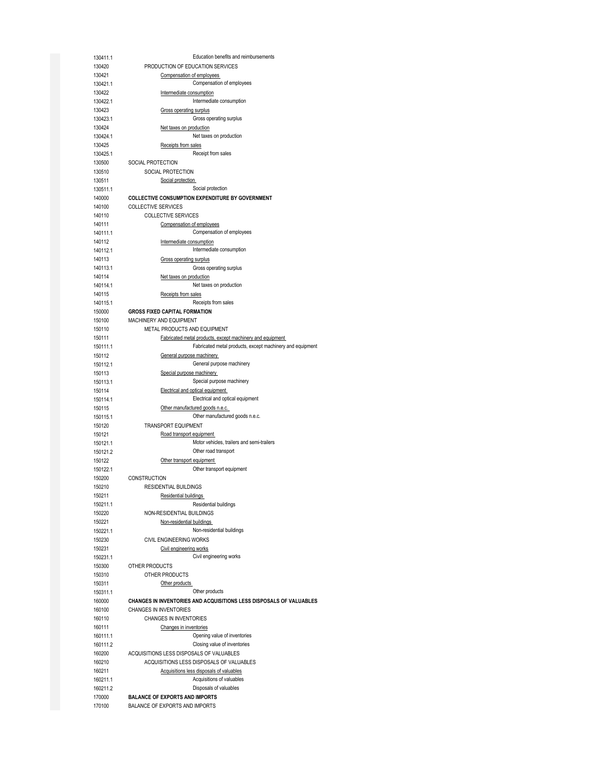| Code | Description |
|---|---|
| 130411.1 | Education benefits and reimbursements |
| 130420 | PRODUCTION OF EDUCATION SERVICES |
| 130421 | Compensation of employees |
| 130421.1 | Compensation of employees |
| 130422 | Intermediate consumption |
| 130422.1 | Intermediate consumption |
| 130423 | Gross operating surplus |
| 130423.1 | Gross operating surplus |
| 130424 | Net taxes on production |
| 130424.1 | Net taxes on production |
| 130425 | Receipts from sales |
| 130425.1 | Receipt from sales |
| 130500 | SOCIAL PROTECTION |
| 130510 | SOCIAL PROTECTION |
| 130511 | Social protection |
| 130511.1 | Social protection |
| 140000 | **COLLECTIVE CONSUMPTION EXPENDITURE BY GOVERNMENT** |
| 140100 | COLLECTIVE SERVICES |
| 140110 | COLLECTIVE SERVICES |
| 140111 | Compensation of employees |
| 140111.1 | Compensation of employees |
| 140112 | Intermediate consumption |
| 140112.1 | Intermediate consumption |
| 140113 | Gross operating surplus |
| 140113.1 | Gross operating surplus |
| 140114 | Net taxes on production |
| 140114.1 | Net taxes on production |
| 140115 | Receipts from sales |
| 140115.1 | Receipts from sales |
| 150000 | **GROSS FIXED CAPITAL FORMATION** |
| 150100 | MACHINERY AND EQUIPMENT |
| 150110 | METAL PRODUCTS AND EQUIPMENT |
| 150111 | Fabricated metal products, except machinery and equipment |
| 150111.1 | Fabricated metal products, except machinery and equipment |
| 150112 | General purpose machinery |
| 150112.1 | General purpose machinery |
| 150113 | Special purpose machinery |
| 150113.1 | Special purpose machinery |
| 150114 | Electrical and optical equipment |
| 150114.1 | Electrical and optical equipment |
| 150115 | Other manufactured goods n.e.c. |
| 150115.1 | Other manufactured goods n.e.c. |
| 150120 | TRANSPORT EQUIPMENT |
| 150121 | Road transport equipment |
| 150121.1 | Motor vehicles, trailers and semi-trailers |
| 150121.2 | Other road transport |
| 150122 | Other transport equipment |
| 150122.1 | Other transport equipment |
| 150200 | CONSTRUCTION |
| 150210 | RESIDENTIAL BUILDINGS |
| 150211 | Residential buildings |
| 150211.1 | Residential buildings |
| 150220 | NON-RESIDENTIAL BUILDINGS |
| 150221 | Non-residential buildings |
| 150221.1 | Non-residential buildings |
| 150230 | CIVIL ENGINEERING WORKS |
| 150231 | Civil engineering works |
| 150231.1 | Civil engineering works |
| 150300 | OTHER PRODUCTS |
| 150310 | OTHER PRODUCTS |
| 150311 | Other products |
| 150311.1 | Other products |
| 160000 | **CHANGES IN INVENTORIES AND ACQUISITIONS LESS DISPOSALS OF VALUABLES** |
| 160100 | CHANGES IN INVENTORIES |
| 160110 | CHANGES IN INVENTORIES |
| 160111 | Changes in inventories |
| 160111.1 | Opening value of inventories |
| 160111.2 | Closing value of inventories |
| 160200 | ACQUISITIONS LESS DISPOSALS OF VALUABLES |
| 160210 | ACQUISITIONS LESS DISPOSALS OF VALUABLES |
| 160211 | Acquisitions less disposals of valuables |
| 160211.1 | Acquisitions of valuables |
| 160211.2 | Disposals of valuables |
| 170000 | **BALANCE OF EXPORTS AND IMPORTS** |
| 170100 | BALANCE OF EXPORTS AND IMPORTS |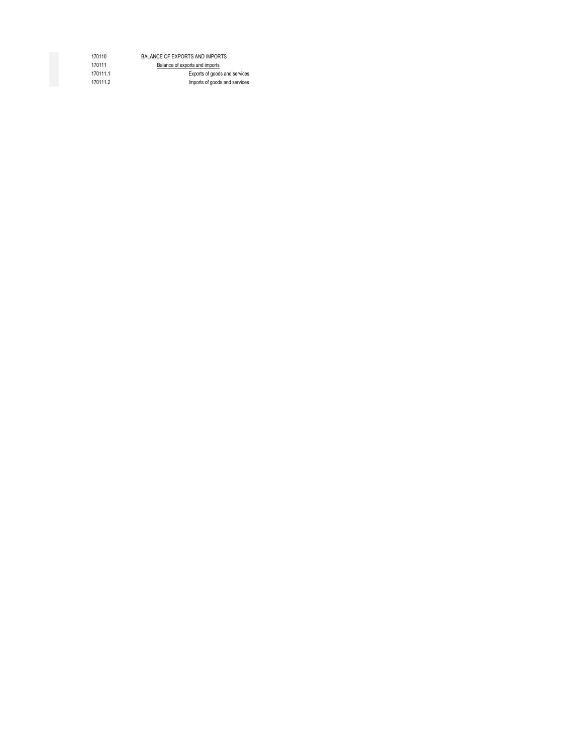| | |
|---|---|
| 170110 | BALANCE OF EXPORTS AND IMPORTS |
| 170111 | Balance of exports and imports |
| 170111.1 | Exports of goods and services |
| 170111.2 | Imports of goods and services |